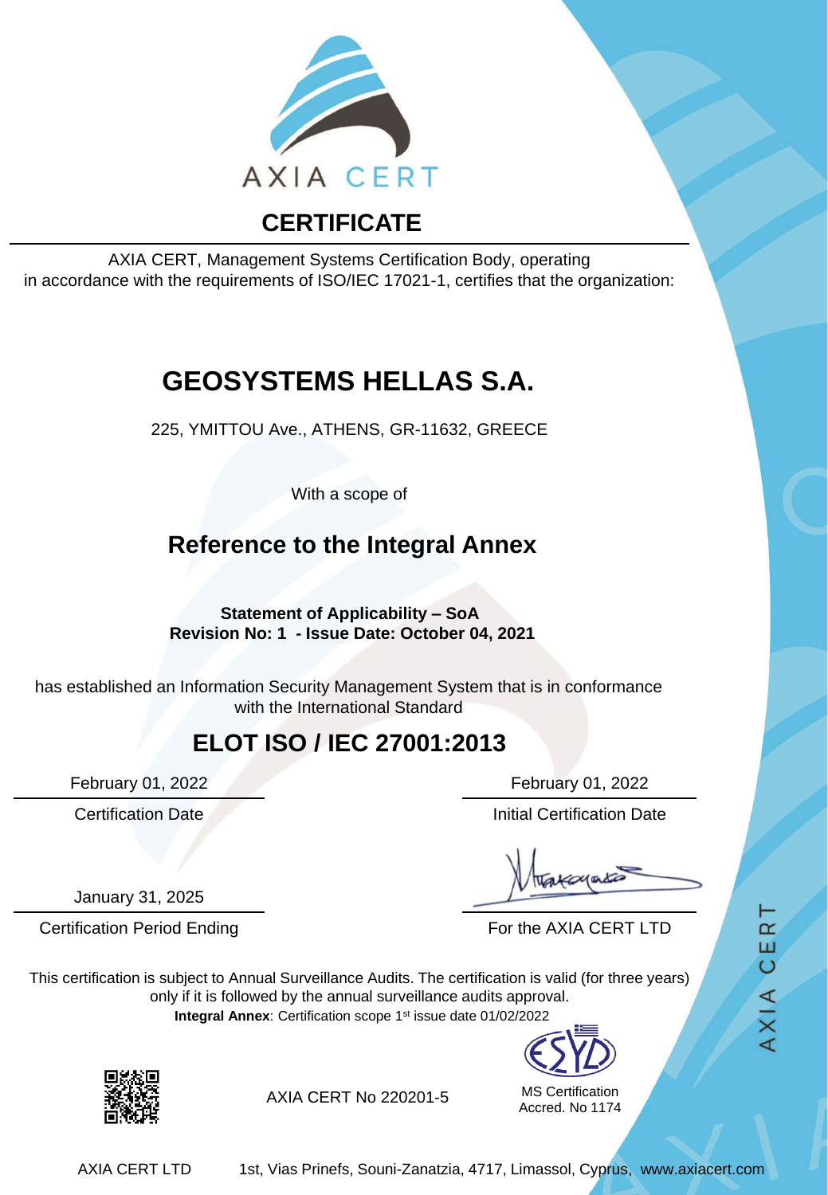AXIA CERT

# CERTIFICATE

AXIA CERT, Management Systems Certification Body, operating
in accordance with the requirements of ISO/IEC 17021-1, certifies that the organization:

## GEOSYSTEMS HELLAS S.A.

225, YMITTOU Ave., ATHENS, GR-11632, GREECE

With a scope of

### Reference to the Integral Annex

**Statement of Applicability – SoA**
**Revision No: 1 - Issue Date: October 04, 2021**

has established an Information Security Management System that is in conformance
with the International Standard

## ELOT ISO / IEC 27001:2013

February 01, 2022
Certification Date

February 01, 2022
Initial Certification Date

January 31, 2025
Certification Period Ending

For the AXIA CERT LTD

This certification is subject to Annual Surveillance Audits. The certification is valid (for three years) only if it is followed by the annual surveillance audits approval.
**Integral Annex**: Certification scope 1st issue date 01/02/2022

AXIA CERT No 220201-5

ESYD
MS Certification
Accred. No 1174

AXIA CERT LTD 1st, Vias Prinefs, Souni-Zanatzia, 4717, Limassol, Cyprus, www.axiacert.com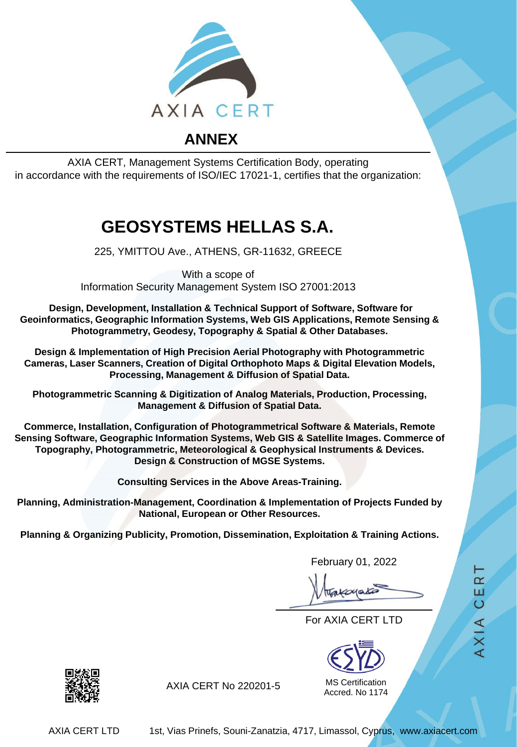AXIA CERT

# ANNEX

AXIA CERT, Management Systems Certification Body, operating
in accordance with the requirements of ISO/IEC 17021-1, certifies that the organization:

## GEOSYSTEMS HELLAS S.A.

225, YMITTOU Ave., ATHENS, GR-11632, GREECE

With a scope of
Information Security Management System ISO 27001:2013

**Design, Development, Installation & Technical Support of Software, Software for Geoinformatics, Geographic Information Systems, Web GIS Applications, Remote Sensing & Photogrammetry, Geodesy, Topography & Spatial & Other Databases.**

**Design & Implementation of High Precision Aerial Photography with Photogrammetric Cameras, Laser Scanners, Creation of Digital Orthophoto Maps & Digital Elevation Models, Processing, Management & Diffusion of Spatial Data.**

**Photogrammetric Scanning & Digitization of Analog Materials, Production, Processing, Management & Diffusion of Spatial Data.**

**Commerce, Installation, Configuration of Photogrammetrical Software & Materials, Remote Sensing Software, Geographic Information Systems, Web GIS & Satellite Images. Commerce of Topography, Photogrammetric, Meteorological & Geophysical Instruments & Devices. Design & Construction of MGSE Systems.**

**Consulting Services in the Above Areas-Training.**

**Planning, Administration-Management, Coordination & Implementation of Projects Funded by National, European or Other Resources.**

**Planning & Organizing Publicity, Promotion, Dissemination, Exploitation & Training Actions.**

February 01, 2022

For AXIA CERT LTD

AXIA CERT No 220201-5

MS Certification
Accred. No 1174

AXIA CERT

AXIA CERT LTD 1st, Vias Prinefs, Souni-Zanatzia, 4717, Limassol, Cyprus, www.axiacert.com